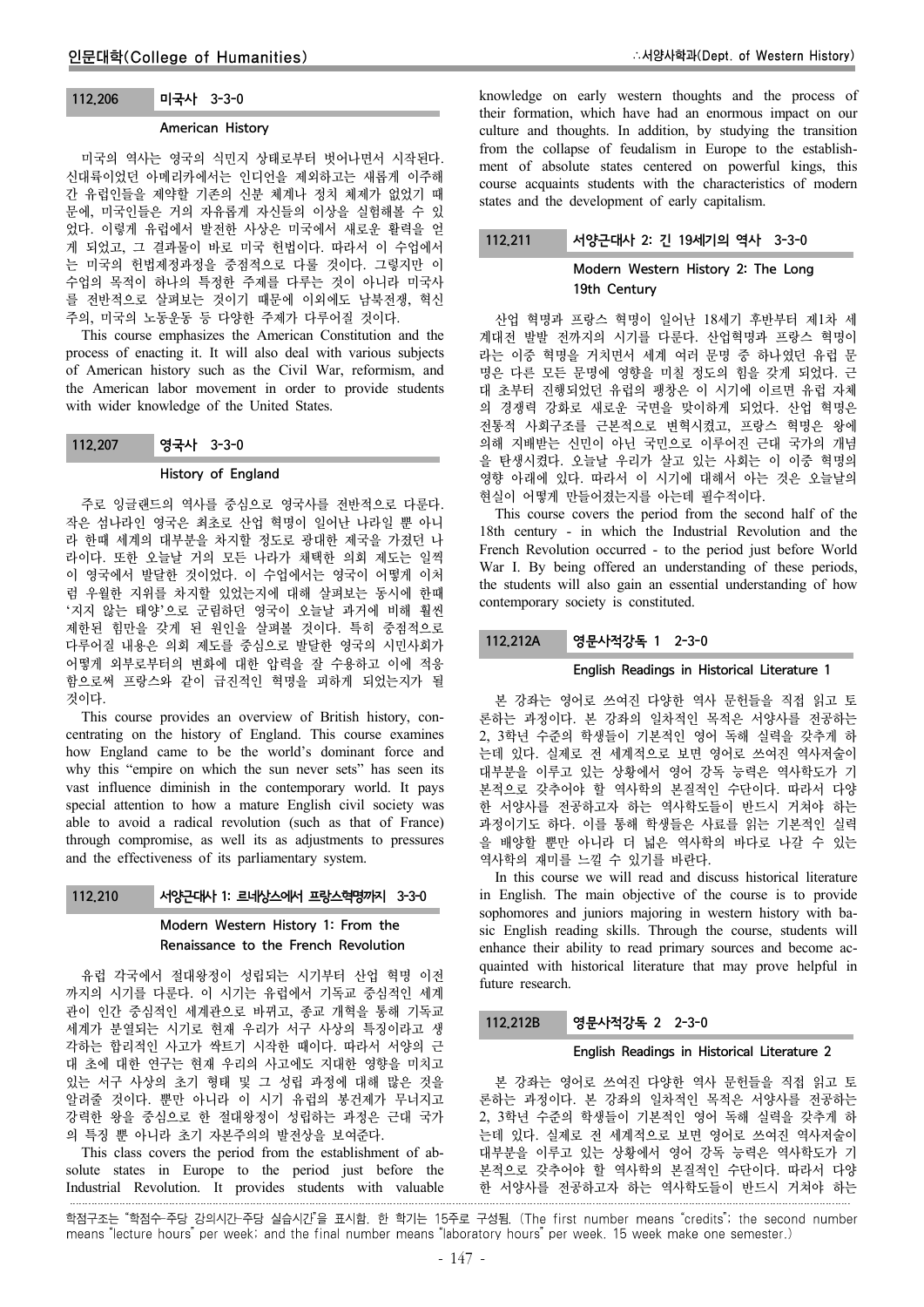### 112.206 미국사 3-3-0

#### American History

미국의 역사는 영국의 식민지 상태로부터 벗어나면서 시작된다. 신대륙이었던 아메리카에서는 인디언을 제외하고는 새롭게 이주해 간 유럽인들을 제약할 기존의 신분 체계나 정치 체제가 없었기 때문에, 미국인들은 거의 자유롭게 자신들의 이상을 실험해볼 수 있었다. 이렇게 유럽에서 발전한 사상은 미국에서 새로운 활력을 얻게 되었고, 그 결과물이 바로 미국 헌법이다. 따라서 이 수업에서는 미국의 헌법제정과정을 중점적으로 다룰 것이다. 그렇지만 이 수업의 목적이 하나의 특정한 주제를 다루는 것이 아니라 미국사를 전반적으로 살펴보는 것이기 때문에 이외에도 남북전쟁, 혁신주의, 미국의 노동운동 등 다양한 주제가 다루어질 것이다.

This course emphasizes the American Constitution and the process of enacting it. It will also deal with various subjects of American history such as the Civil War, reformism, and the American labor movement in order to provide students with wider knowledge of the United States.

### 112.207 영국사 3-3-0

#### History of England

주로 잉글랜드의 역사를 중심으로 영국사를 전반적으로 다룬다. 작은 섬나라인 영국은 최초로 산업 혁명이 일어난 나라일 뿐 아니라 한때 세계의 대부분을 차지할 정도로 광대한 제국을 가졌던 나라이다. 또한 오늘날 거의 모든 나라가 채택한 의회 제도는 일찍이 영국에서 발달한 것이었다. 이 수업에서는 영국이 어떻게 이처럼 우월한 지위를 차지할 있었는지에 대해 살펴보는 동시에 한때 '지지 않는 태양'으로 군림하던 영국이 오늘날 과거에 비해 훨씬 제한된 힘만을 갖게 된 원인을 살펴볼 것이다. 특히 중점적으로 다루어질 내용은 의회 제도를 중심으로 발달한 영국의 시민사회가 어떻게 외부로부터의 변화에 대한 압력을 잘 수용하고 이에 적응함으로써 프랑스와 같이 급진적인 혁명을 피하게 되었는지가 될 것이다.

This course provides an overview of British history, concentrating on the history of England. This course examines how England came to be the world's dominant force and why this "empire on which the sun never sets" has seen its vast influence diminish in the contemporary world. It pays special attention to how a mature English civil society was able to avoid a radical revolution (such as that of France) through compromise, as well as adjustments to pressures and the effectiveness of its parliamentary system.

### 112.210 서양근대사 1: 르네상스에서 프랑스혁명까지 3-3-0

#### Modern Western History 1: From the Renaissance to the French Revolution

유럽 각국에서 절대왕정이 성립되는 시기부터 산업 혁명 이전까지의 시기를 다룬다. 이 시기는 유럽에서 기독교 중심적인 세계관이 인간 중심적인 세계관으로 바뀌고, 종교 개혁을 통해 기독교 세계가 분열되는 시기로 현재 우리가 서구 사상의 특징이라고 생각하는 합리적인 사고가 싹트기 시작한 때이다. 따라서 서양의 근대 초에 대한 연구는 현재 우리의 사고에도 지대한 영향을 미치고 있는 서구 사상의 초기 형태 및 그 성립 과정에 대해 많은 것을 알려줄 것이다. 뿐만 아니라 이 시기 유럽의 봉건제가 무너지고 강력한 왕을 중심으로 한 절대왕정이 성립하는 과정은 근대 국가의 특징 뿐 아니라 초기 자본주의의 발전상을 보여준다.

This class covers the period from the establishment of absolute states in Europe to the period just before the Industrial Revolution. It provides students with valuable knowledge on early western thoughts and the process of their formation, which have had an enormous impact on our culture and thoughts. In addition, by studying the transition from the collapse of feudalism in Europe to the establishment of absolute states centered on powerful kings, this course acquaints students with the characteristics of modern states and the development of early capitalism.

### 112.211 서양근대사 2: 긴 19세기의 역사 3-3-0

#### Modern Western History 2: The Long 19th Century

산업 혁명과 프랑스 혁명이 일어난 18세기 후반부터 제1차 세계대전 발발 전까지의 시기를 다룬다. 산업혁명과 프랑스 혁명이라는 이중 혁명을 거치면서 세계 여러 문명 중 하나였던 유럽 문명은 다른 모든 문명에 영향을 미칠 정도의 힘을 갖게 되었다. 근대 초부터 진행되었던 유럽의 팽창은 이 시기에 이르면 유럽 자체의 경쟁력 강화로 새로운 국면을 맞이하게 되었다. 산업 혁명은 전통적 사회구조를 근본적으로 변혁시켰고, 프랑스 혁명은 왕에 의해 지배받는 신민이 아닌 국민으로 이루어진 근대 국가의 개념을 탄생시켰다. 오늘날 우리가 살고 있는 사회는 이 이중 혁명의 영향 아래에 있다. 따라서 이 시기에 대해서 아는 것은 오늘날의 현실이 어떻게 만들어졌는지를 아는데 필수적이다.

This course covers the period from the second half of the 18th century - in which the Industrial Revolution and the French Revolution occurred - to the period just before World War I. By being offered an understanding of these periods, the students will also gain an essential understanding of how contemporary society is constituted.

### 112.212A 영문사적강독 1 2-3-0

#### English Readings in Historical Literature 1

본 강좌는 영어로 쓰여진 다양한 역사 문헌들을 직접 읽고 토론하는 과정이다. 본 강좌의 일차적인 목적은 서양사를 전공하는 2, 3학년 수준의 학생들이 기본적인 영어 독해 실력을 갖추게 하는데 있다. 실제로 전 세계적으로 보면 영어로 쓰여진 역사저술이 대부분을 이루고 있는 상황에서 영어 강독 능력은 역사학도가 기본적으로 갖추어야 할 역사학의 본질적인 수단이다. 따라서 다양한 서양사를 전공하고자 하는 역사학도들이 반드시 거쳐야 하는 과정이기도 하다. 이를 통해 학생들은 사료를 읽는 기본적인 실력을 배양할 뿐만 아니라 더 넓은 역사학의 바다로 나갈 수 있는 역사학의 재미를 느낄 수 있기를 바란다.

In this course we will read and discuss historical literature in English. The main objective of the course is to provide sophomores and juniors majoring in western history with basic English reading skills. Through the course, students will enhance their ability to read primary sources and become acquainted with historical literature that may prove helpful in future research.

### 112.212B 영문사적강독 2 2-3-0

#### English Readings in Historical Literature 2

본 강좌는 영어로 쓰여진 다양한 역사 문헌들을 직접 읽고 토론하는 과정이다. 본 강좌의 일차적인 목적은 서양사를 전공하는 2, 3학년 수준의 학생들이 기본적인 영어 독해 실력을 갖추게 하는데 있다. 실제로 전 세계적으로 보면 영어로 쓰여진 역사저술이 대부분을 이루고 있는 상황에서 영어 강독 능력은 역사학도가 기본적으로 갖추어야 할 역사학의 본질적인 수단이다. 따라서 다양한 서양사를 전공하고자 하는 역사학도들이 반드시 거쳐야 하는

학점구조는 "학점수-주당 강의시간-주당 실습시간"을 표시함. 한 학기는 15주로 구성됨. (The first number means "credits"; the second number means "lecture hours" per week; and the final number means "laboratory hours" per week. 15 week make one semester.)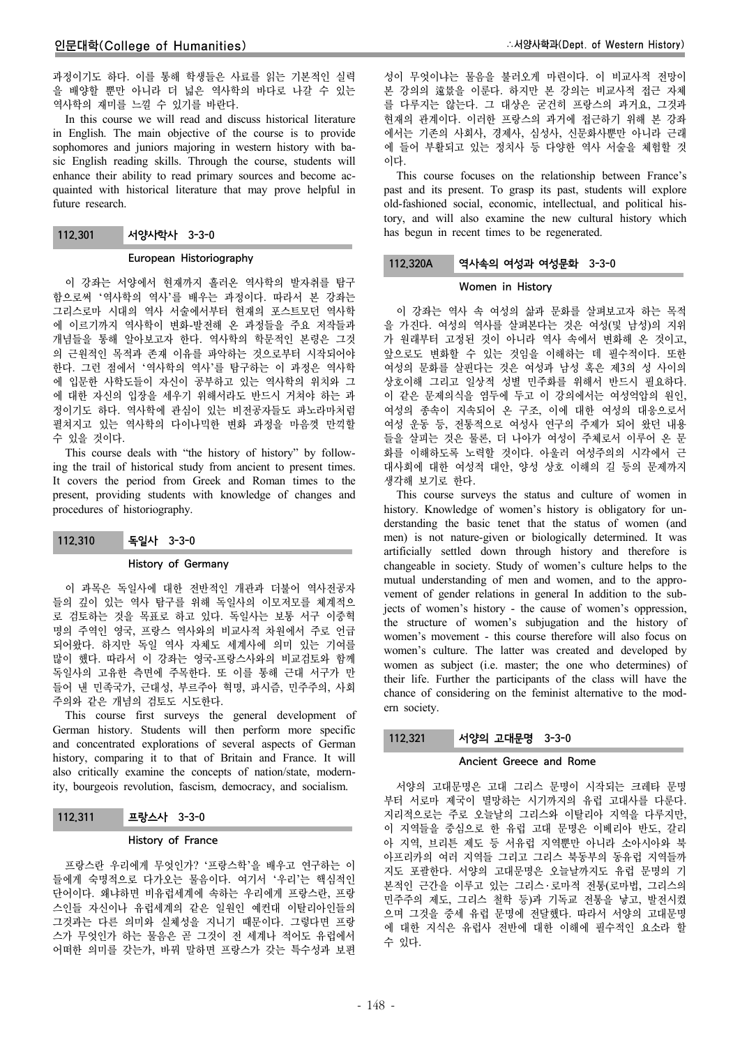과정이기도 하다. 이를 통해 학생들은 사료를 읽는 기본적인 실력을 배양할 뿐만 아니라 더 넓은 역사학의 바다로 나갈 수 있는 역사학의 재미를 느낄 수 있기를 바란다.

In this course we will read and discuss historical literature in English. The main objective of the course is to provide sophomores and juniors majoring in western history with basic English reading skills. Through the course, students will enhance their ability to read primary sources and become acquainted with historical literature that may prove helpful in future research.

## 112.301 서양사학사 3-3-0

### European Historiography

이 강좌는 서양에서 현재까지 흘러온 역사학의 발자취를 탐구함으로써 '역사학의 역사'를 배우는 과정이다. 따라서 본 강좌는 그리스로마 시대의 역사 서술에서부터 현재의 포스트모던 역사학에 이르기까지 역사학이 변화-발전해 온 과정들을 주요 저작들과 개념들을 통해 알아보고자 한다. 역사학의 학문적인 본령은 그것의 근원적인 목적과 존재 이유를 파악하는 것으로부터 시작되어야 한다. 그런 점에서 '역사학의 역사'를 탐구하는 이 과정은 역사학에 입문한 사학도들이 자신이 공부하고 있는 역사학의 위치와 그에 대한 자신의 입장을 세우기 위해서라도 반드시 거쳐야 하는 과정이기도 하다. 역사학에 관심이 있는 비전공자들도 파노라마처럼 펼쳐지고 있는 역사학의 다이나믹한 변화 과정을 마음껏 만끽할 수 있을 것이다.

This course deals with "the history of history" by following the trail of historical study from ancient to present times. It covers the period from Greek and Roman times to the present, providing students with knowledge of changes and procedures of historiography.

## 112.310 독일사 3-3-0

### History of Germany

이 과목은 독일사에 대한 전반적인 개관과 더불어 역사전공자들의 깊이 있는 역사 탐구를 위해 독일사의 이모저모를 체계적으로 검토하는 것을 목표로 하고 있다. 독일사는 보통 서구 이중혁명의 주역인 영국, 프랑스 역사와의 비교사적 차원에서 주로 언급되어왔다. 하지만 독일 역사 자체도 세계사에 의미 있는 기여를 많이 했다. 따라서 이 강좌는 영국-프랑스사와의 비교검토와 함께 독일사의 고유한 측면에 주목한다. 또 이를 통해 근대 서구가 만들어 낸 민족국가, 근대성, 부르주아 혁명, 파시즘, 민주주의, 사회주의와 같은 개념의 검토도 시도한다.

This course first surveys the general development of German history. Students will then perform more specific and concentrated explorations of several aspects of German history, comparing it to that of Britain and France. It will also critically examine the concepts of nation/state, modernity, bourgeois revolution, fascism, democracy, and socialism.

## 112.311 프랑스사 3-3-0

### History of France

프랑스란 우리에게 무엇인가? '프랑스학'을 배우고 연구하는 이들에게 숙명적으로 다가오는 물음이다. 여기서 '우리'는 핵심적인 단어이다. 왜냐하면 비유럽세계에 속하는 우리에게 프랑스란, 프랑스인들 자신이나 유럽세계의 같은 일원인 예컨대 이탈리아인들의 그것과는 다른 의미와 실체성을 지니기 때문이다. 그렇다면 프랑스가 무엇인가 하는 물음은 곧 그것이 전 세계나 적어도 유럽에서 어떠한 의미를 갖는가, 바꿔 말하면 프랑스가 갖는 특수성과 보편성이 무엇이냐는 물음을 불러오게 마련이다. 이 비교사적 전망이 본 강의의 遠景을 이룬다. 하지만 본 강의는 비교사적 접근 자체를 다루지는 않는다. 그 대상은 군건히 프랑스의 과거요, 그것과 현재의 관계이다. 이러한 프랑스의 과거에 접근하기 위해 본 강좌에서는 기존의 사회사, 경제사, 심성사, 신문화사뿐만 아니라 근래에 들어 부활되고 있는 정치사 등 다양한 역사 서술을 체험할 것이다.

This course focuses on the relationship between France's past and its present. To grasp its past, students will explore old-fashioned social, economic, intellectual, and political history, and will also examine the new cultural history which has begun in recent times to be regenerated.

## 112.320A 역사속의 여성과 여성문화 3-3-0

### Women in History

이 강좌는 역사 속 여성의 삶과 문화를 살펴보고자 하는 목적을 가진다. 여성의 역사를 살펴본다는 것은 여성(및 남성)의 지위가 원래부터 고정된 것이 아니라 역사 속에서 변화해 온 것이고, 앞으로도 변화할 수 있는 것임을 이해하는 데 필수적이다. 또한 여성의 문화를 살핀다는 것은 여성과 남성 혹은 제3의 성 사이의 상호이해 그리고 일상적 성별 민주화를 위해서 반드시 필요하다. 이 같은 문제의식을 염두에 두고 이 강의에서는 여성억압의 원인, 여성의 종속이 지속되어 온 구조, 이에 대한 여성의 대응으로서 여성 운동 등, 전통적으로 여성사 연구의 주제가 되어 왔던 내용들을 살피는 것은 물론, 더 나아가 여성이 주체로서 이루어 온 문화를 이해하도록 노력할 것이다. 아울러 여성주의의 시각에서 근대사회에 대한 여성적 대안, 양성 상호 이해의 길 등의 문제까지 생각해 보기로 한다.

This course surveys the status and culture of women in history. Knowledge of women's history is obligatory for understanding the basic tenet that the status of women (and men) is not nature-given or biologically determined. It was artificially settled down through history and therefore is changeable in society. Study of women's culture helps to the mutual understanding of men and women, and to the approvement of gender relations in general In addition to the subjects of women's history - the cause of women's oppression, the structure of women's subjugation and the history of women's movement - this course therefore will also focus on women's culture. The latter was created and developed by women as subject (i.e. master; the one who determines) of their life. Further the participants of the class will have the chance of considering on the feminist alternative to the modern society.

## 112.321 서양의 고대문명 3-3-0

### Ancient Greece and Rome

서양의 고대문명은 고대 그리스 문명이 시작되는 크레타 문명부터 서로마 제국이 멸망하는 시기까지의 유럽 고대사를 다룬다. 지리적으로는 주로 오늘날의 그리스와 이탈리아 지역을 다루지만, 이 지역들을 중심으로 한 유럽 고대 문명은 이베리아 반도, 갈리아 지역, 브리튼 제도 등 서유럽 지역뿐만 아니라 소아시아와 북아프리카의 여러 지역들 그리고 그리스 북동부의 동유럽 지역들까지도 포괄한다. 서양의 고대문명은 오늘날까지도 유럽 문명의 기본적인 근간을 이루고 있는 그리스·로마적 전통(로마법, 그리스의 민주주의 제도, 그리스 철학 등)과 기독교 전통을 낳고, 발전시켰으며 그것을 중세 유럽 문명에 전달했다. 따라서 서양의 고대문명에 대한 지식은 유럽사 전반에 대한 이해에 필수적인 요소라 할 수 있다.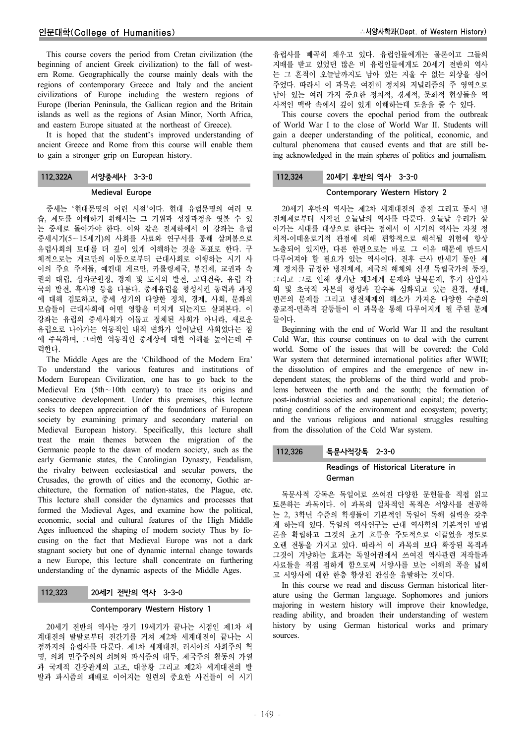This course covers the period from Cretan civilization (the beginning of ancient Greek civilization) to the fall of western Rome. Geographically the course mainly deals with the regions of contemporary Greece and Italy and the ancient civilizations of Europe including the western regions of Europe (Iberian Peninsula, the Gallican region and the Britain islands as well as the regions of Asian Minor, North Africa, and eastern Europe situated at the northeast of Greece).

It is hoped that the student's improved understanding of ancient Greece and Rome from this course will enable them to gain a stronger grip on European history.

## 112.322A 서양중세사 3-3-0

### Medieval Europe

중세는 '현대문명의 어린 시절'이다. 현대 유럽문명의 여러 모습, 제도를 이해하기 위해서는 그 기원과 성장과정을 엿볼 수 있는 중세로 돌아가야 한다. 이와 같은 전제하에서 이 강좌는 유럽 중세시기(5~15세기)의 사회를 사료와 연구서를 통해 살펴봄으로 유럽사회의 토대를 더 깊이 있게 이해하는 것을 목표로 한다. 구체적으로는 게르만의 이동으로부터 근대사회로 이행하는 시기 사이의 주요 주제들, 예컨대 게르만, 카롤링제국, 봉건제, 교권과 속권의 대립, 십자군원정, 경제 및 도시의 발전, 고딕건축, 유럽 각국의 발전, 흑사병 등을 다룬다. 중세유럽을 형성시킨 동력과 과정에 대해 검토하고, 중세 성기의 다양한 정치, 경제, 사회, 문화의 모습들이 근대사회에 어떤 영향을 미치게 되는지도 살펴본다. 이 강좌는 유럽의 중세사회가 어둡고 정체된 사회가 아니라, 새로운 유럽으로 나아가는 역동적인 내적 변화가 일어났던 사회였다는 점에 주목하며, 그러한 역동적인 중세상에 대한 이해를 높이는데 주력한다.

The Middle Ages are the 'Childhood of the Modern Era' To understand the various features and institutions of Modern European Civilization, one has to go back to the Medieval Era (5th~10th century) to trace its origins and consecutive development. Under this premises, this lecture seeks to deepen appreciation of the foundations of European society by examining primary and secondary material on Medieval European history. Specifically, this lecture shall treat the main themes between the migration of the Germanic people to the dawn of modern society, such as the early Germanic states, the Carolingian Dynasty, Feudalism, the rivalry between ecclesiastical and secular powers, the Crusades, the growth of cities and the economy, Gothic architecture, the formation of nation-states, the Plague, etc. This lecture shall consider the dynamics and processes that formed the Medieval Ages, and examine how the political, economic, social and cultural features of the High Middle Ages influenced the shaping of modern society Thus by focusing on the fact that Medieval Europe was not a dark stagnant society but one of dynamic internal change towards a new Europe, this lecture shall concentrate on furthering understanding of the dynamic aspects of the Middle Ages.

## 112.323 20세기 전반의 역사 3-3-0

### Contemporary Western History 1

20세기 전반의 역사는 장기 19세기가 끝나는 시점인 제1차 세계대전의 발발로부터 전간기를 거쳐 제2차 세계대전이 끝나는 시점까지의 유럽사를 다룬다. 제1차 세계대전, 러시아의 사회주의 혁명, 의회 민주주의의 쇠퇴와 파시즘의 대두, 제국주의 활동의 가열과 국제적 긴장관계의 고조, 대공황 그리고 제2차 세계대전의 발발과 파시즘의 패배로 이어지는 일련의 중요한 사건들이 이 시기 유럽사를 빼곡히 채우고 있다. 유럽인들에게는 물론이고 그들의 지배를 받고 있었던 많은 비 유럽인들에게도 20세기 전반의 역사는 그 흔적이 오늘날까지도 남아 있는 지울 수 없는 외상을 심어 주었다. 따라서 이 과목은 여전히 정치와 저널리즘의 주 영역으로 남아 있는 여러 가지 중요한 정치적, 경제적, 문화적 현상들을 역사적인 맥락 속에서 깊이 있게 이해하는데 도움을 줄 수 있다.

This course covers the epochal period from the outbreak of World War I to the close of World War II. Students will gain a deeper understanding of the political, economic, and cultural phenomena that caused events and that are still being acknowledged in the main spheres of politics and journalism.

## 112.324 20세기 후반의 역사 3-3-0

### Contemporary Western History 2

20세기 후반의 역사는 제2차 세계대전의 종전 그리고 동서 냉전체제로부터 시작된 오늘날의 역사를 다룬다. 오늘날 우리가 살아가는 시대를 대상으로 한다는 점에서 이 시기의 역사는 자칫 정치적-이데올로기적 관점에 의해 편향적으로 해석될 위험에 항상 노출되어 있지만, 다른 한편으로는 바로 그 이유 때문에 반드시 다루어져야 할 필요가 있는 역사이다. 전후 근사 반세기 동안 세계 정치를 규정한 냉전체제, 제국의 해체와 신생 독립국가의 등장, 그리고 그로 인해 생겨난 제3세계 문제와 남북문제, 후기 산업사회 및 초국적 자본의 형성과 갈수록 심화되고 있는 환경, 생태, 빈곤의 문제들 그리고 냉전체제의 해소가 가져온 다양한 수준의 종교적-민족적 갈등들이 이 과목을 통해 다루어지게 될 주된 문제들이다.

Beginning with the end of World War II and the resultant Cold War, this course continues on to deal with the current world. Some of the issues that will be covered: the Cold War system that determined international politics after WWII; the dissolution of empires and the emergence of new independent states; the problems of the third world and problems between the north and the south; the formation of post-industrial societies and supernational capital; the deteriorating conditions of the environment and ecosystem; poverty; and the various religious and national struggles resulting from the dissolution of the Cold War system.

## 112.326 독문사적강독 2-3-0

### Readings of Historical Literature in German

독문사적 강독은 독일어로 쓰여진 다양한 문헌들을 직접 읽고 토론하는 과목이다. 이 과목의 일차적인 목적은 서양사를 전공하는 2, 3학년 수준의 학생들이 기본적인 독일어 독해 실력을 갖추게 하는데 있다. 독일의 역사연구는 근대 역사학의 기본적인 방법론을 확립하고 그것의 초기 흐름을 주도적으로 이끌었을 정도로 오랜 전통을 가지고 있다. 따라서 이 과목의 보다 확장된 목적과 그것이 겨냥하는 효과는 독일어권에서 쓰여진 역사관련 저작들과 사료들을 직접 접하게 함으로써 서양사를 보는 이해의 폭을 넓히고 서양사에 대한 한층 향상된 관심을 유발하는 것이다.

In this course we read and discuss German historical literature using the German language. Sophomores and juniors majoring in western history will improve their knowledge, reading ability, and broaden their understanding of western history by using German historical works and primary sources.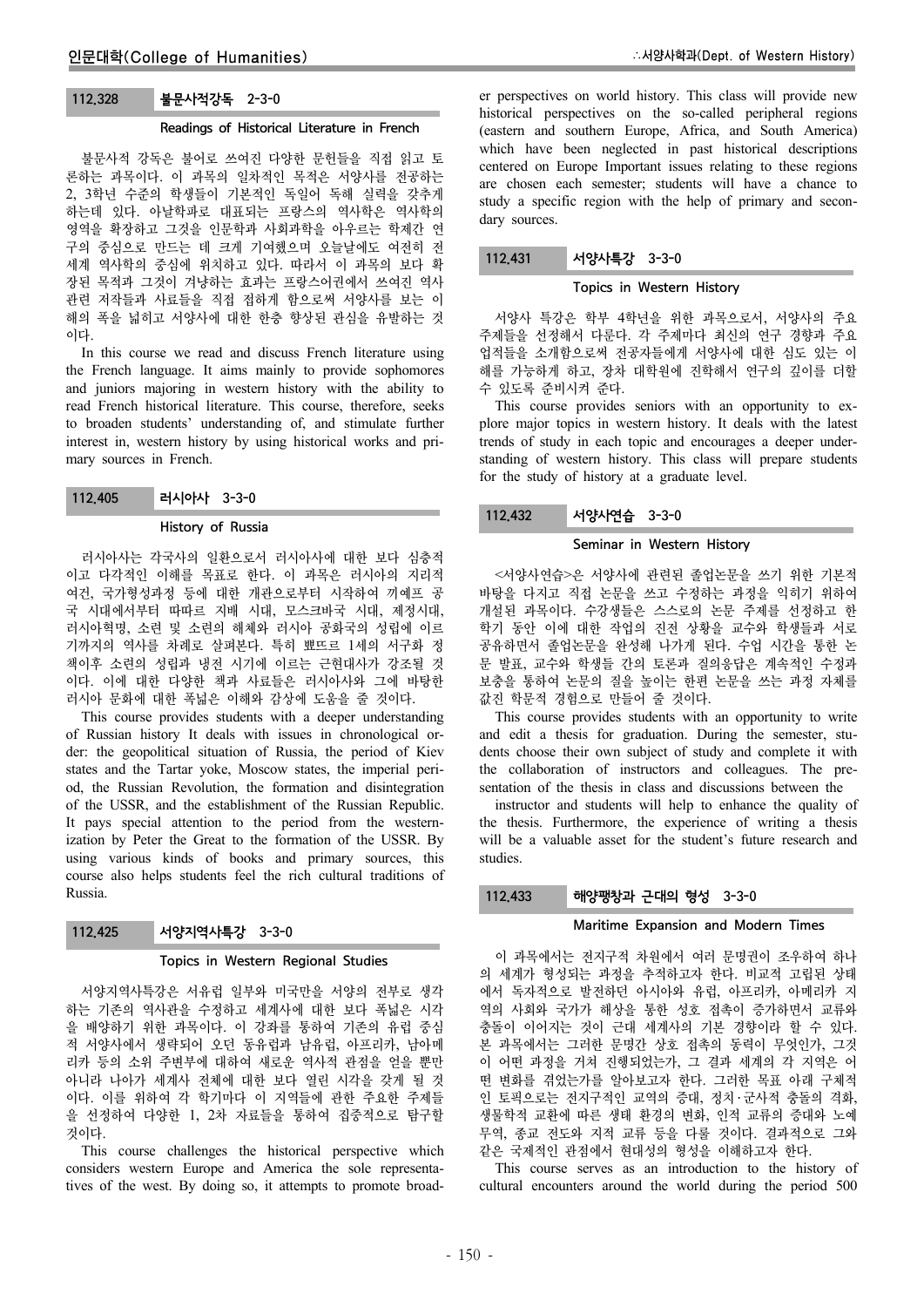### 112.328 불문사적강독 2-3-0

**Readings of Historical Literature in French**

불문사적 강독은 불어로 쓰여진 다양한 문헌들을 직접 읽고 토론하는 과목이다. 이 과목의 일차적인 목적은 서양사를 전공하는 2, 3학년 수준의 학생들이 기본적인 독일어 독해 실력을 갖추게 하는데 있다. 아날학파로 대표되는 프랑스의 역사학은 역사학의 영역을 확장하고 그것을 인문학과 사회과학을 아우르는 학제간 연구의 중심으로 만드는 데 크게 기여했으며 오늘날에도 여전히 전 세계 역사학의 중심에 위치하고 있다. 따라서 이 과목의 보다 확장된 목적과 그것이 겨냥하는 효과는 프랑스어권에서 쓰여진 역사 관련 저작들과 사료들을 직접 접하게 함으로써 서양사를 보는 이해의 폭을 넓히고 서양사에 대한 한층 향상된 관심을 유발하는 것이다.

In this course we read and discuss French literature using the French language. It aims mainly to provide sophomores and juniors majoring in western history with the ability to read French historical literature. This course, therefore, seeks to broaden students' understanding of, and stimulate further interest in, western history by using historical works and primary sources in French.

### 112.405 러시아사 3-3-0

**History of Russia**

러시아사는 각국사의 일환으로서 러시아사에 대한 보다 심층적이고 다각적인 이해를 목표로 한다. 이 과목은 러시아의 지리적 여건, 국가형성과정 등에 대한 개관으로부터 시작하여 끼예프 공국 시대에서부터 따따르 지배 시대, 모스크바국 시대, 제정시대, 러시아혁명, 소련 및 소련의 해체와 러시아 공화국의 성립에 이르기까지의 역사를 차례로 살펴본다. 특히 뾰뜨르 1세의 서구화 정책이후 소련의 성립과 냉전 시기에 이르는 근현대사가 강조될 것이다. 이에 대한 다양한 책과 사료들은 러시아사와 그에 바탕한 러시아 문화에 대한 폭넓은 이해와 감상에 도움을 줄 것이다.

This course provides students with a deeper understanding of Russian history It deals with issues in chronological order: the geopolitical situation of Russia, the period of Kiev states and the Tartar yoke, Moscow states, the imperial period, the Russian Revolution, the formation and disintegration of the USSR, and the establishment of the Russian Republic. It pays special attention to the period from the westernization by Peter the Great to the formation of the USSR. By using various kinds of books and primary sources, this course also helps students feel the rich cultural traditions of Russia.

### 112.425 서양지역사특강 3-3-0

**Topics in Western Regional Studies**

서양지역사특강은 서유럽 일부와 미국만을 서양의 전부로 생각하는 기존의 역사관을 수정하고 세계사에 대한 보다 폭넓은 시각을 배양하기 위한 과목이다. 이 강좌를 통하여 기존의 유럽 중심적 서양사에서 생략되어 오던 동유럽과 남유럽, 아프리카, 남아메리카 등의 소위 주변부에 대하여 새로운 역사적 관점을 얻을 뿐만 아니라 나아가 세계사 전체에 대한 보다 열린 시각을 갖게 될 것이다. 이를 위하여 각 학기마다 이 지역들에 관한 주요한 주제들을 선정하여 다양한 1, 2차 자료들을 통하여 집중적으로 탐구할 것이다.

This course challenges the historical perspective which considers western Europe and America the sole representatives of the west. By doing so, it attempts to promote broader perspectives on world history. This class will provide new historical perspectives on the so-called peripheral regions (eastern and southern Europe, Africa, and South America) which have been neglected in past historical descriptions centered on Europe Important issues relating to these regions are chosen each semester; students will have a chance to study a specific region with the help of primary and secondary sources.

### 112.431 서양사특강 3-3-0

**Topics in Western History**

서양사 특강은 학부 4학년을 위한 과목으로서, 서양사의 주요 주제들을 선정해서 다룬다. 각 주제마다 최신의 연구 경향과 주요 업적들을 소개함으로써 전공자들에게 서양사에 대한 심도 있는 이해를 가능하게 하고, 장차 대학원에 진학해서 연구의 깊이를 더할 수 있도록 준비시켜 준다.

This course provides seniors with an opportunity to explore major topics in western history. It deals with the latest trends of study in each topic and encourages a deeper understanding of western history. This class will prepare students for the study of history at a graduate level.

### 112.432 서양사연습 3-3-0

**Seminar in Western History**

<서양사연습>은 서양사에 관련된 졸업논문을 쓰기 위한 기본적 바탕을 다지고 직접 논문을 쓰고 수정하는 과정을 익히기 위하여 개설된 과목이다. 수강생들은 스스로의 논문 주제를 선정하고 한 학기 동안 이에 대한 작업의 진전 상황을 교수와 학생들과 서로 공유하면서 졸업논문을 완성해 나가게 된다. 수업 시간을 통한 논문 발표, 교수와 학생들 간의 토론과 질의응답은 계속적인 수정과 보충을 통하여 논문의 질을 높이는 한편 논문을 쓰는 과정 자체를 값진 학문적 경험으로 만들어 줄 것이다.

This course provides students with an opportunity to write and edit a thesis for graduation. During the semester, students choose their own subject of study and complete it with the collaboration of instructors and colleagues. The presentation of the thesis in class and discussions between the instructor and students will help to enhance the quality of the thesis. Furthermore, the experience of writing a thesis will be a valuable asset for the student's future research and studies.

### 112.433 해양팽창과 근대의 형성 3-3-0

**Maritime Expansion and Modern Times**

이 과목에서는 전지구적 차원에서 여러 문명권이 조우하여 하나의 세계가 형성되는 과정을 추적하고자 한다. 비교적 고립된 상태에서 독자적으로 발전하던 아시아와 유럽, 아프리카, 아메리카 지역의 사회와 국가가 해상을 통한 상호 접촉이 증가하면서 교류와 충돌이 이어지는 것이 근대 세계사의 기본 경향이라 할 수 있다. 본 과목에서는 그러한 문명간 상호 접촉의 동력이 무엇인가, 그것이 어떤 과정을 거쳐 진행되었는가, 그 결과 세계의 각 지역은 어떤 변화를 겪었는가를 알아보고자 한다. 그러한 목표 아래 구체적인 토픽으로는 전지구적인 교역의 증대, 정치·군사적 충돌의 격화, 생물학적 교환에 따른 생태 환경의 변화, 인적 교류의 증대와 노예무역, 종교 전도와 지적 교류 등을 다룰 것이다. 결과적으로 그와 같은 국제적인 관점에서 현대성의 형성을 이해하고자 한다.

This course serves as an introduction to the history of cultural encounters around the world during the period 500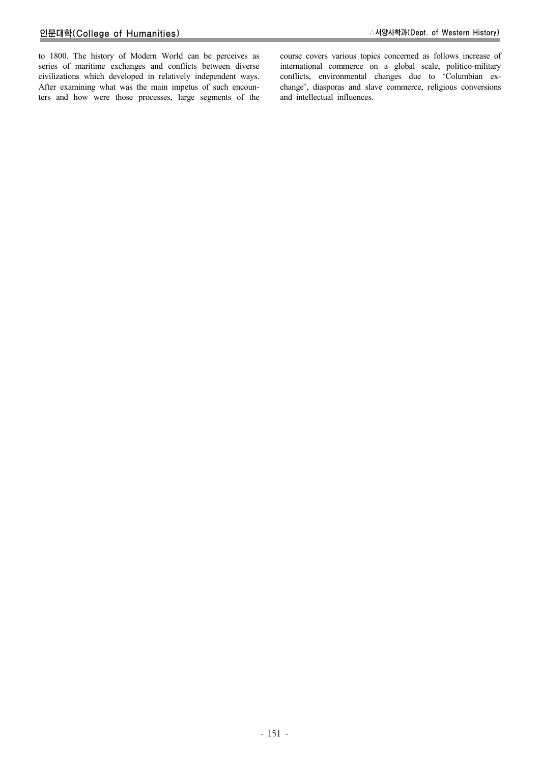to 1800. The history of Modern World can be perceives as series of maritime exchanges and conflicts between diverse civilizations which developed in relatively independent ways. After examining what was the main impetus of such encounters and how were those processes, large segments of the course covers various topics concerned as follows increase of international commerce on a global scale, politico-military conflicts, environmental changes due to 'Columbian exchange', diasporas and slave commerce, religious conversions and intellectual influences.